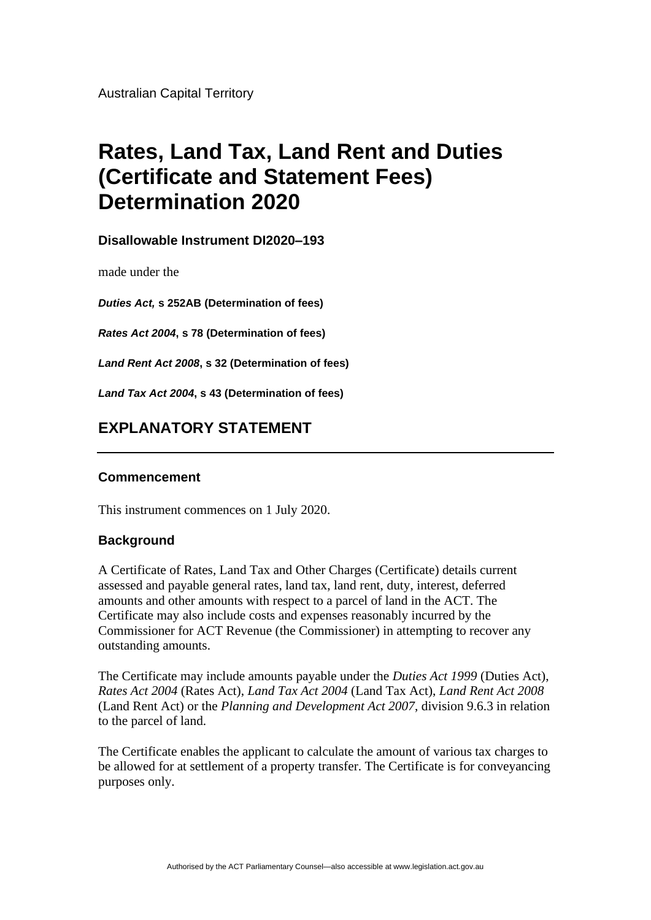Australian Capital Territory

# Rates, Land Tax, Land Rent and Duties (Certificate and Statement Fees) Determination 2020

### Disallowable Instrument DI2020–193

made under the

***Duties Act,* s 252AB (Determination of fees)**

***Rates Act 2004*, s 78 (Determination of fees)**

***Land Rent Act 2008*, s 32 (Determination of fees)**

***Land Tax Act 2004*, s 43 (Determination of fees)**

## EXPLANATORY STATEMENT

---

### Commencement

This instrument commences on 1 July 2020.

### Background

A Certificate of Rates, Land Tax and Other Charges (Certificate) details current assessed and payable general rates, land tax, land rent, duty, interest, deferred amounts and other amounts with respect to a parcel of land in the ACT. The Certificate may also include costs and expenses reasonably incurred by the Commissioner for ACT Revenue (the Commissioner) in attempting to recover any outstanding amounts.

The Certificate may include amounts payable under the *Duties Act 1999* (Duties Act), *Rates Act 2004* (Rates Act), *Land Tax Act 2004* (Land Tax Act), *Land Rent Act 2008* (Land Rent Act) or the *Planning and Development Act 2007*, division 9.6.3 in relation to the parcel of land.

The Certificate enables the applicant to calculate the amount of various tax charges to be allowed for at settlement of a property transfer. The Certificate is for conveyancing purposes only.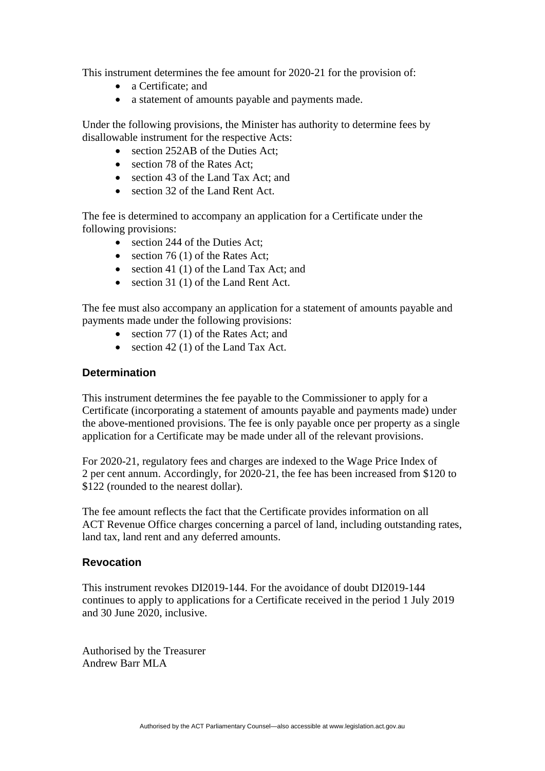This instrument determines the fee amount for 2020-21 for the provision of:

- a Certificate; and
- a statement of amounts payable and payments made.

Under the following provisions, the Minister has authority to determine fees by disallowable instrument for the respective Acts:

- section 252AB of the Duties Act;
- section 78 of the Rates Act;
- section 43 of the Land Tax Act; and
- section 32 of the Land Rent Act.

The fee is determined to accompany an application for a Certificate under the following provisions:

- section 244 of the Duties Act;
- section 76 (1) of the Rates Act;
- section 41 (1) of the Land Tax Act; and
- section 31 (1) of the Land Rent Act.

The fee must also accompany an application for a statement of amounts payable and payments made under the following provisions:

- section 77 (1) of the Rates Act; and
- section 42 (1) of the Land Tax Act.

## Determination

This instrument determines the fee payable to the Commissioner to apply for a Certificate (incorporating a statement of amounts payable and payments made) under the above-mentioned provisions. The fee is only payable once per property as a single application for a Certificate may be made under all of the relevant provisions.

For 2020-21, regulatory fees and charges are indexed to the Wage Price Index of 2 per cent annum. Accordingly, for 2020-21, the fee has been increased from $120 to $122 (rounded to the nearest dollar).

The fee amount reflects the fact that the Certificate provides information on all ACT Revenue Office charges concerning a parcel of land, including outstanding rates, land tax, land rent and any deferred amounts.

## Revocation

This instrument revokes DI2019-144. For the avoidance of doubt DI2019-144 continues to apply to applications for a Certificate received in the period 1 July 2019 and 30 June 2020, inclusive.

Authorised by the Treasurer
Andrew Barr MLA